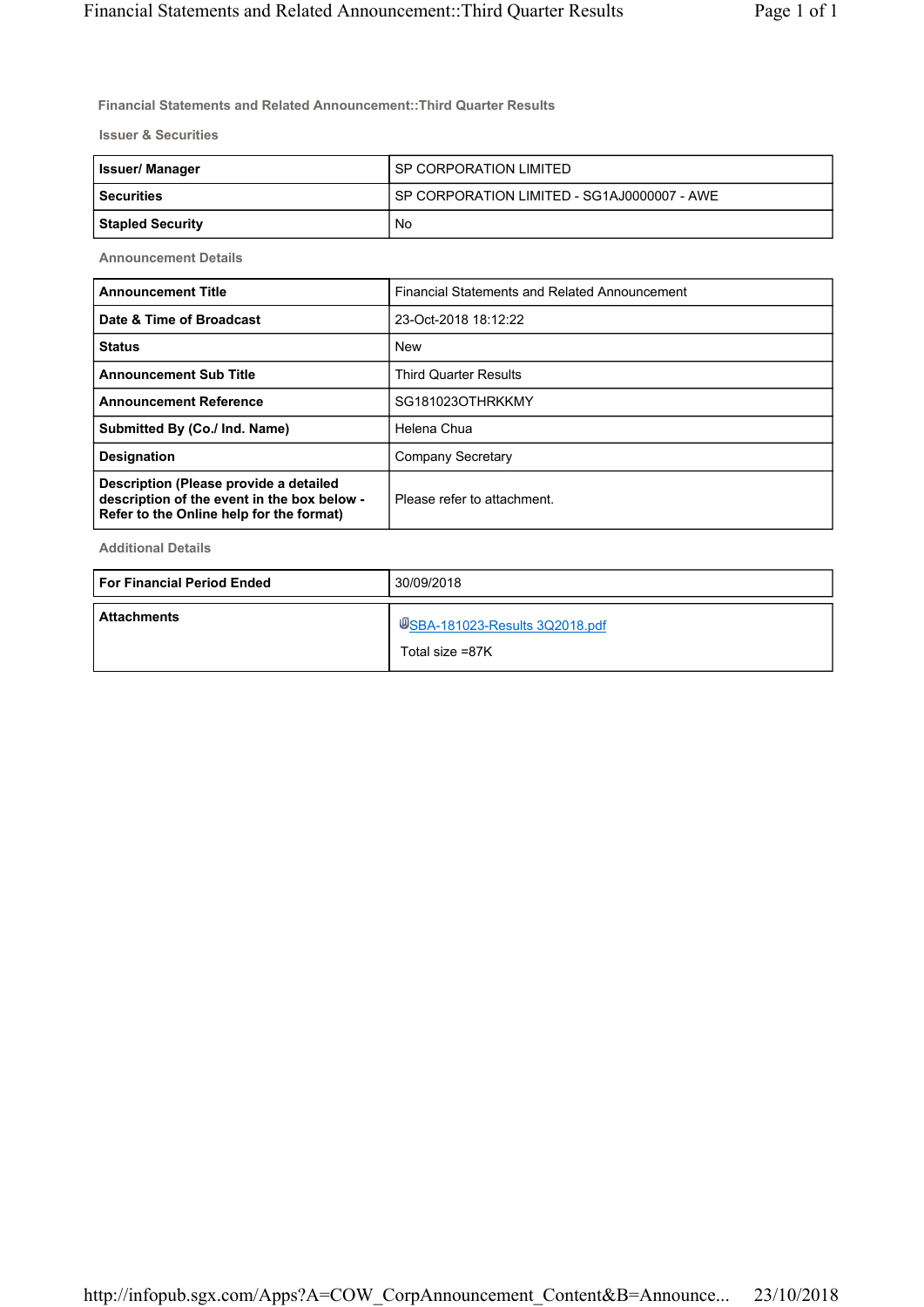## Financial Statements and Related Announcement::Third Quarter Results

### Issuer & Securities

| Issuer/ Manager | SP CORPORATION LIMITED |
|---|---|
| Securities | SP CORPORATION LIMITED - SG1AJ0000007 - AWE |
| Stapled Security | No |

### Announcement Details

| Announcement Title | Financial Statements and Related Announcement |
|---|---|
| Date & Time of Broadcast | 23-Oct-2018 18:12:22 |
| Status | New |
| Announcement Sub Title | Third Quarter Results |
| Announcement Reference | SG181023OTHRKKMY |
| Submitted By (Co./ Ind. Name) | Helena Chua |
| Designation | Company Secretary |
| Description (Please provide a detailed description of the event in the box below - Refer to the Online help for the format) | Please refer to attachment. |

### Additional Details

| For Financial Period Ended | 30/09/2018 |
|---|---|
| Attachments | SBA-181023-Results 3Q2018.pdf<br>Total size =87K |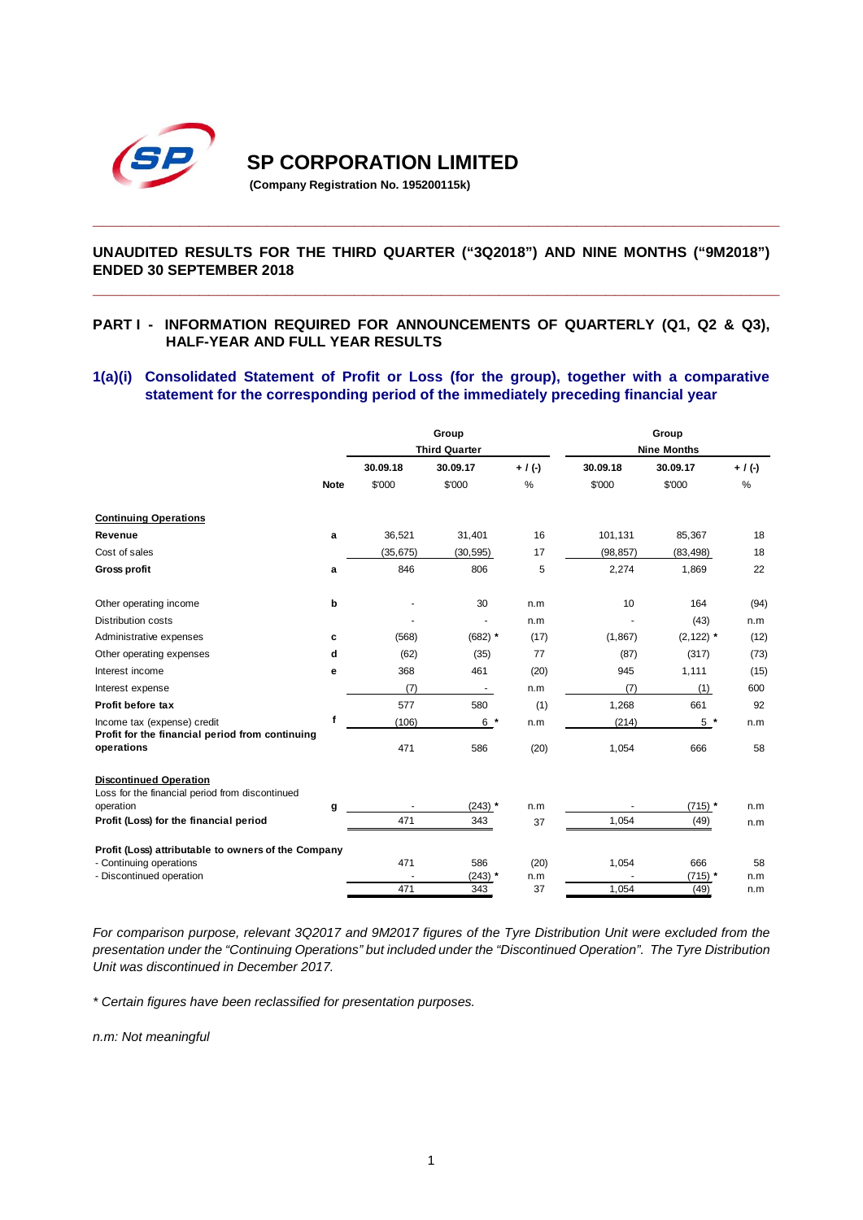# SP CORPORATION LIMITED

**(Company Registration No. 195200115k)**

## UNAUDITED RESULTS FOR THE THIRD QUARTER ("3Q2018") AND NINE MONTHS ("9M2018") ENDED 30 SEPTEMBER 2018

## PART I - INFORMATION REQUIRED FOR ANNOUNCEMENTS OF QUARTERLY (Q1, Q2 & Q3), HALF-YEAR AND FULL YEAR RESULTS

### 1(a)(i) Consolidated Statement of Profit or Loss (for the group), together with a comparative statement for the corresponding period of the immediately preceding financial year

| | | Group | | | Group | | |
|---|---|---|---|---|---|---|---|
| | | Third Quarter | | | Nine Months | | |
| | | 30.09.18 | 30.09.17 | + / (-) | 30.09.18 | 30.09.17 | + / (-) |
| | Note | $'000 | $'000 | % | $'000 | $'000 | % |
| **Continuing Operations** | | | | | | | |
| **Revenue** | a | 36,521 | 31,401 | 16 | 101,131 | 85,367 | 18 |
| Cost of sales | | (35,675) | (30,595) | 17 | (98,857) | (83,498) | 18 |
| **Gross profit** | a | 846 | 806 | 5 | 2,274 | 1,869 | 22 |
| Other operating income | b | - | 30 | n.m | 10 | 164 | (94) |
| Distribution costs | | - | - | n.m | - | (43) | n.m |
| Administrative expenses | c | (568) | (682) * | (17) | (1,867) | (2,122) * | (12) |
| Other operating expenses | d | (62) | (35) | 77 | (87) | (317) | (73) |
| Interest income | e | 368 | 461 | (20) | 945 | 1,111 | (15) |
| Interest expense | | (7) | - | n.m | (7) | (1) | 600 |
| **Profit before tax** | | 577 | 580 | (1) | 1,268 | 661 | 92 |
| Income tax (expense) credit | f | (106) | 6 * | n.m | (214) | 5 * | n.m |
| **Profit for the financial period from continuing operations** | | 471 | 586 | (20) | 1,054 | 666 | 58 |
| **Discontinued Operation** | | | | | | | |
| Loss for the financial period from discontinued operation | g | - | (243) * | n.m | - | (715) * | n.m |
| **Profit (Loss) for the financial period** | | 471 | 343 | 37 | 1,054 | (49) | n.m |
| **Profit (Loss) attributable to owners of the Company** | | | | | | | |
| - Continuing operations | | 471 | 586 | (20) | 1,054 | 666 | 58 |
| - Discontinued operation | | - | (243) * | n.m | - | (715) * | n.m |
| | | 471 | 343 | 37 | 1,054 | (49) | n.m |

*For comparison purpose, relevant 3Q2017 and 9M2017 figures of the Tyre Distribution Unit were excluded from the presentation under the "Continuing Operations" but included under the "Discontinued Operation". The Tyre Distribution Unit was discontinued in December 2017.*

*\* Certain figures have been reclassified for presentation purposes.*

*n.m: Not meaningful*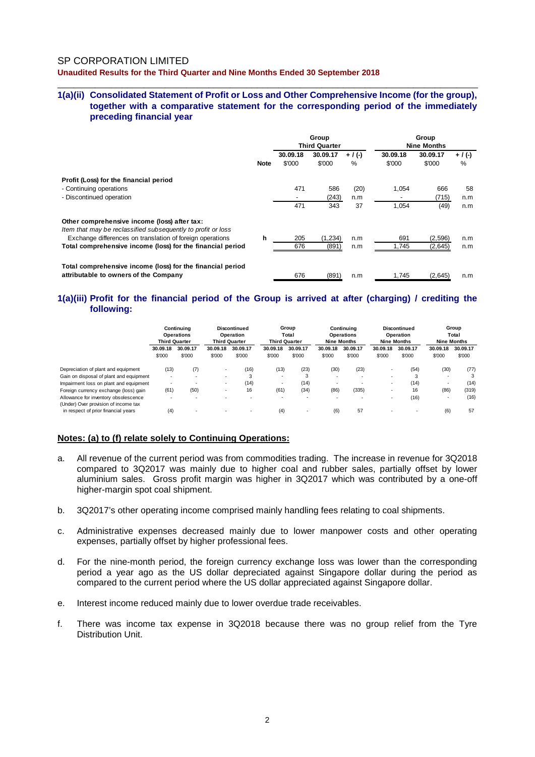SP CORPORATION LIMITED

**Unaudited Results for the Third Quarter and Nine Months Ended 30 September 2018**

## 1(a)(ii) Consolidated Statement of Profit or Loss and Other Comprehensive Income (for the group), together with a comparative statement for the corresponding period of the immediately preceding financial year

| | | Group Third Quarter | | | Group Nine Months | | |
|---|---|---|---|---|---|---|---|
| | Note | 30.09.18 $'000 | 30.09.17 $'000 | + / (-) % | 30.09.18 $'000 | 30.09.17 $'000 | + / (-) % |
| **Profit (Loss) for the financial period** | | | | | | | |
| - Continuing operations | | 471 | 586 | (20) | 1,054 | 666 | 58 |
| - Discontinued operation | | - | (243) | n.m | - | (715) | n.m |
| | | 471 | 343 | 37 | 1,054 | (49) | n.m |
| **Other comprehensive income (loss) after tax:** | | | | | | | |
| *Item that may be reclassified subsequently to profit or loss* | | | | | | | |
| Exchange differences on translation of foreign operations | h | 205 | (1,234) | n.m | 691 | (2,596) | n.m |
| **Total comprehensive income (loss) for the financial period** | | 676 | (891) | n.m | 1,745 | (2,645) | n.m |
| **Total comprehensive income (loss) for the financial period attributable to owners of the Company** | | 676 | (891) | n.m | 1,745 | (2,645) | n.m |

## 1(a)(iii) Profit for the financial period of the Group is arrived at after (charging) / crediting the following:

| | Continuing Operations Third Quarter | | Discontinued Operation Third Quarter | | Group Total Third Quarter | | Continuing Operations Nine Months | | Discontinued Operation Nine Months | | Group Total Nine Months | |
|---|---|---|---|---|---|---|---|---|---|---|---|---|
| | 30.09.18 $'000 | 30.09.17 $'000 | 30.09.18 $'000 | 30.09.17 $'000 | 30.09.18 $'000 | 30.09.17 $'000 | 30.09.18 $'000 | 30.09.17 $'000 | 30.09.18 $'000 | 30.09.17 $'000 | 30.09.18 $'000 | 30.09.17 $'000 |
| Depreciation of plant and equipment | (13) | (7) | - | (16) | (13) | (23) | (30) | (23) | - | (54) | (30) | (77) |
| Gain on disposal of plant and equipment | - | - | - | 3 | - | 3 | - | - | - | 3 | - | 3 |
| Impairment loss on plant and equipment | - | - | - | (14) | - | (14) | - | - | - | (14) | - | (14) |
| Foreign currency exchange (loss) gain | (61) | (50) | - | 16 | (61) | (34) | (86) | (335) | - | 16 | (86) | (319) |
| Allowance for inventory obsolescence | - | - | - | - | - | - | - | - | - | (16) | - | (16) |
| (Under) Over provision of income tax in respect of prior financial years | (4) | - | - | - | (4) | - | (6) | 57 | - | - | (6) | 57 |

**Notes: (a) to (f) relate solely to Continuing Operations:**

a. All revenue of the current period was from commodities trading. The increase in revenue for 3Q2018 compared to 3Q2017 was mainly due to higher coal and rubber sales, partially offset by lower aluminium sales. Gross profit margin was higher in 3Q2017 which was contributed by a one-off higher-margin spot coal shipment.

b. 3Q2017's other operating income comprised mainly handling fees relating to coal shipments.

c. Administrative expenses decreased mainly due to lower manpower costs and other operating expenses, partially offset by higher professional fees.

d. For the nine-month period, the foreign currency exchange loss was lower than the corresponding period a year ago as the US dollar depreciated against Singapore dollar during the period as compared to the current period where the US dollar appreciated against Singapore dollar.

e. Interest income reduced mainly due to lower overdue trade receivables.

f. There was income tax expense in 3Q2018 because there was no group relief from the Tyre Distribution Unit.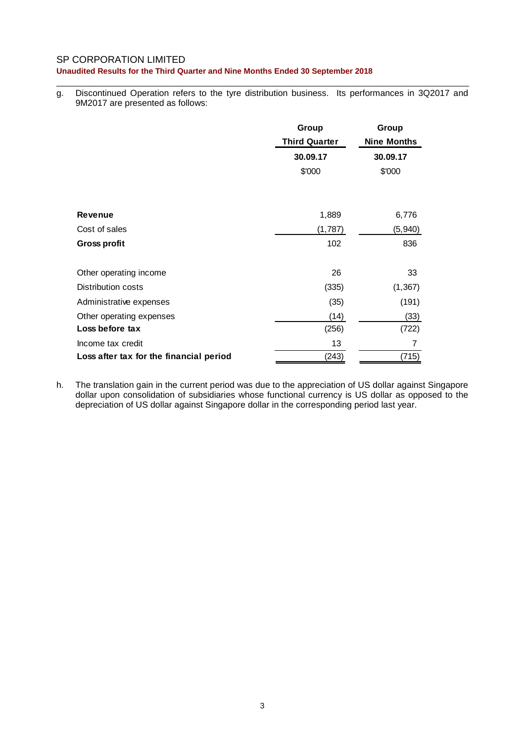g. Discontinued Operation refers to the tyre distribution business. Its performances in 3Q2017 and 9M2017 are presented as follows:

| | Group Third Quarter 30.09.17 $'000 | Group Nine Months 30.09.17 $'000 |
|---|---|---|
| **Revenue** | 1,889 | 6,776 |
| Cost of sales | (1,787) | (5,940) |
| **Gross profit** | 102 | 836 |
| Other operating income | 26 | 33 |
| Distribution costs | (335) | (1,367) |
| Administrative expenses | (35) | (191) |
| Other operating expenses | (14) | (33) |
| **Loss before tax** | (256) | (722) |
| Income tax credit | 13 | 7 |
| **Loss after tax for the financial period** | (243) | (715) |

h. The translation gain in the current period was due to the appreciation of US dollar against Singapore dollar upon consolidation of subsidiaries whose functional currency is US dollar as opposed to the depreciation of US dollar against Singapore dollar in the corresponding period last year.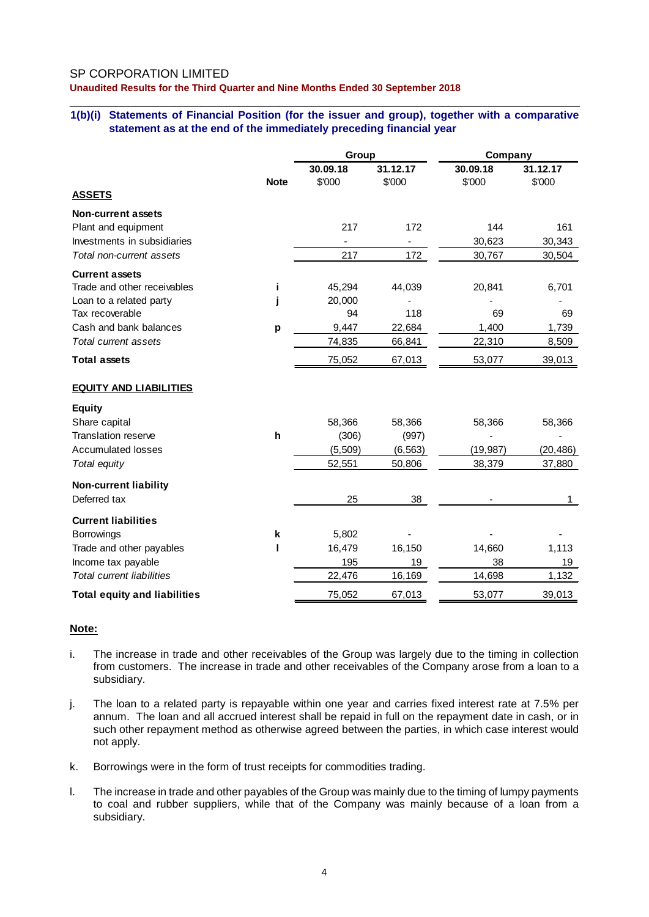SP CORPORATION LIMITED

**Unaudited Results for the Third Quarter and Nine Months Ended 30 September 2018**

### 1(b)(i) Statements of Financial Position (for the issuer and group), together with a comparative statement as at the end of the immediately preceding financial year

| | | Group | | Company | |
|---|---|---|---|---|---|
| | | **30.09.18** | **31.12.17** | **30.09.18** | **31.12.17** |
| | **Note** | $'000 | $'000 | $'000 | $'000 |
| **ASSETS** | | | | | |
| **Non-current assets** | | | | | |
| Plant and equipment | | 217 | 172 | 144 | 161 |
| Investments in subsidiaries | | - | - | 30,623 | 30,343 |
| *Total non-current assets* | | 217 | 172 | 30,767 | 30,504 |
| **Current assets** | | | | | |
| Trade and other receivables | i | 45,294 | 44,039 | 20,841 | 6,701 |
| Loan to a related party | j | 20,000 | - | - | - |
| Tax recoverable | | 94 | 118 | 69 | 69 |
| Cash and bank balances | p | 9,447 | 22,684 | 1,400 | 1,739 |
| *Total current assets* | | 74,835 | 66,841 | 22,310 | 8,509 |
| **Total assets** | | 75,052 | 67,013 | 53,077 | 39,013 |
| **EQUITY AND LIABILITIES** | | | | | |
| **Equity** | | | | | |
| Share capital | | 58,366 | 58,366 | 58,366 | 58,366 |
| Translation reserve | h | (306) | (997) | - | - |
| Accumulated losses | | (5,509) | (6,563) | (19,987) | (20,486) |
| *Total equity* | | 52,551 | 50,806 | 38,379 | 37,880 |
| **Non-current liability** | | | | | |
| Deferred tax | | 25 | 38 | - | 1 |
| **Current liabilities** | | | | | |
| Borrowings | k | 5,802 | - | - | - |
| Trade and other payables | l | 16,479 | 16,150 | 14,660 | 1,113 |
| Income tax payable | | 195 | 19 | 38 | 19 |
| *Total current liabilities* | | 22,476 | 16,169 | 14,698 | 1,132 |
| **Total equity and liabilities** | | 75,052 | 67,013 | 53,077 | 39,013 |

**Note:**

i. The increase in trade and other receivables of the Group was largely due to the timing in collection from customers. The increase in trade and other receivables of the Company arose from a loan to a subsidiary.

j. The loan to a related party is repayable within one year and carries fixed interest rate at 7.5% per annum. The loan and all accrued interest shall be repaid in full on the repayment date in cash, or in such other repayment method as otherwise agreed between the parties, in which case interest would not apply.

k. Borrowings were in the form of trust receipts for commodities trading.

l. The increase in trade and other payables of the Group was mainly due to the timing of lumpy payments to coal and rubber suppliers, while that of the Company was mainly because of a loan from a subsidiary.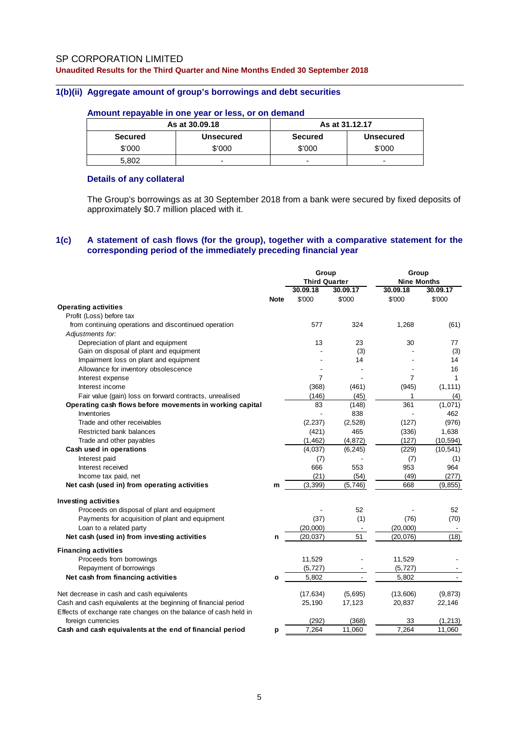## 1(b)(ii) Aggregate amount of group's borrowings and debt securities

### Amount repayable in one year or less, or on demand

| As at 30.09.18 | | As at 31.12.17 | |
|---|---|---|---|
| **Secured** | **Unsecured** | **Secured** | **Unsecured** |
| $'000 | $'000 | $'000 | $'000 |
| 5,802 | - | - | - |

### Details of any collateral

The Group's borrowings as at 30 September 2018 from a bank were secured by fixed deposits of approximately $0.7 million placed with it.

## 1(c) A statement of cash flows (for the group), together with a comparative statement for the corresponding period of the immediately preceding financial year

| | Note | Group Third Quarter 30.09.18 | Group Third Quarter 30.09.17 | Group Nine Months 30.09.18 | Group Nine Months 30.09.17 |
|---|---|---|---|---|---|
| | | $'000 | $'000 | $'000 | $'000 |
| **Operating activities** | | | | | |
| Profit (Loss) before tax | | | | | |
| from continuing operations and discontinued operation | | 577 | 324 | 1,268 | (61) |
| *Adjustments for:* | | | | | |
| Depreciation of plant and equipment | | 13 | 23 | 30 | 77 |
| Gain on disposal of plant and equipment | | - | (3) | - | (3) |
| Impairment loss on plant and equipment | | - | 14 | - | 14 |
| Allowance for inventory obsolescence | | - | - | - | 16 |
| Interest expense | | 7 | - | 7 | 1 |
| Interest income | | (368) | (461) | (945) | (1,111) |
| Fair value (gain) loss on forward contracts, unrealised | | (146) | (45) | 1 | (4) |
| **Operating cash flows before movements in working capital** | | 83 | (148) | 361 | (1,071) |
| Inventories | | - | 838 | - | 462 |
| Trade and other receivables | | (2,237) | (2,528) | (127) | (976) |
| Restricted bank balances | | (421) | 465 | (336) | 1,638 |
| Trade and other payables | | (1,462) | (4,872) | (127) | (10,594) |
| **Cash used in operations** | | (4,037) | (6,245) | (229) | (10,541) |
| Interest paid | | (7) | - | (7) | (1) |
| Interest received | | 666 | 553 | 953 | 964 |
| Income tax paid, net | | (21) | (54) | (49) | (277) |
| **Net cash (used in) from operating activities** | m | (3,399) | (5,746) | 668 | (9,855) |
| **Investing activities** | | | | | |
| Proceeds on disposal of plant and equipment | | - | 52 | - | 52 |
| Payments for acquisition of plant and equipment | | (37) | (1) | (76) | (70) |
| Loan to a related party | | (20,000) | - | (20,000) | - |
| **Net cash (used in) from investing activities** | n | (20,037) | 51 | (20,076) | (18) |
| **Financing activities** | | | | | |
| Proceeds from borrowings | | 11,529 | - | 11,529 | - |
| Repayment of borrowings | | (5,727) | - | (5,727) | - |
| **Net cash from financing activities** | o | 5,802 | - | 5,802 | - |
| Net decrease in cash and cash equivalents | | (17,634) | (5,695) | (13,606) | (9,873) |
| Cash and cash equivalents at the beginning of financial period | | 25,190 | 17,123 | 20,837 | 22,146 |
| Effects of exchange rate changes on the balance of cash held in foreign currencies | | (292) | (368) | 33 | (1,213) |
| **Cash and cash equivalents at the end of financial period** | p | 7,264 | 11,060 | 7,264 | 11,060 |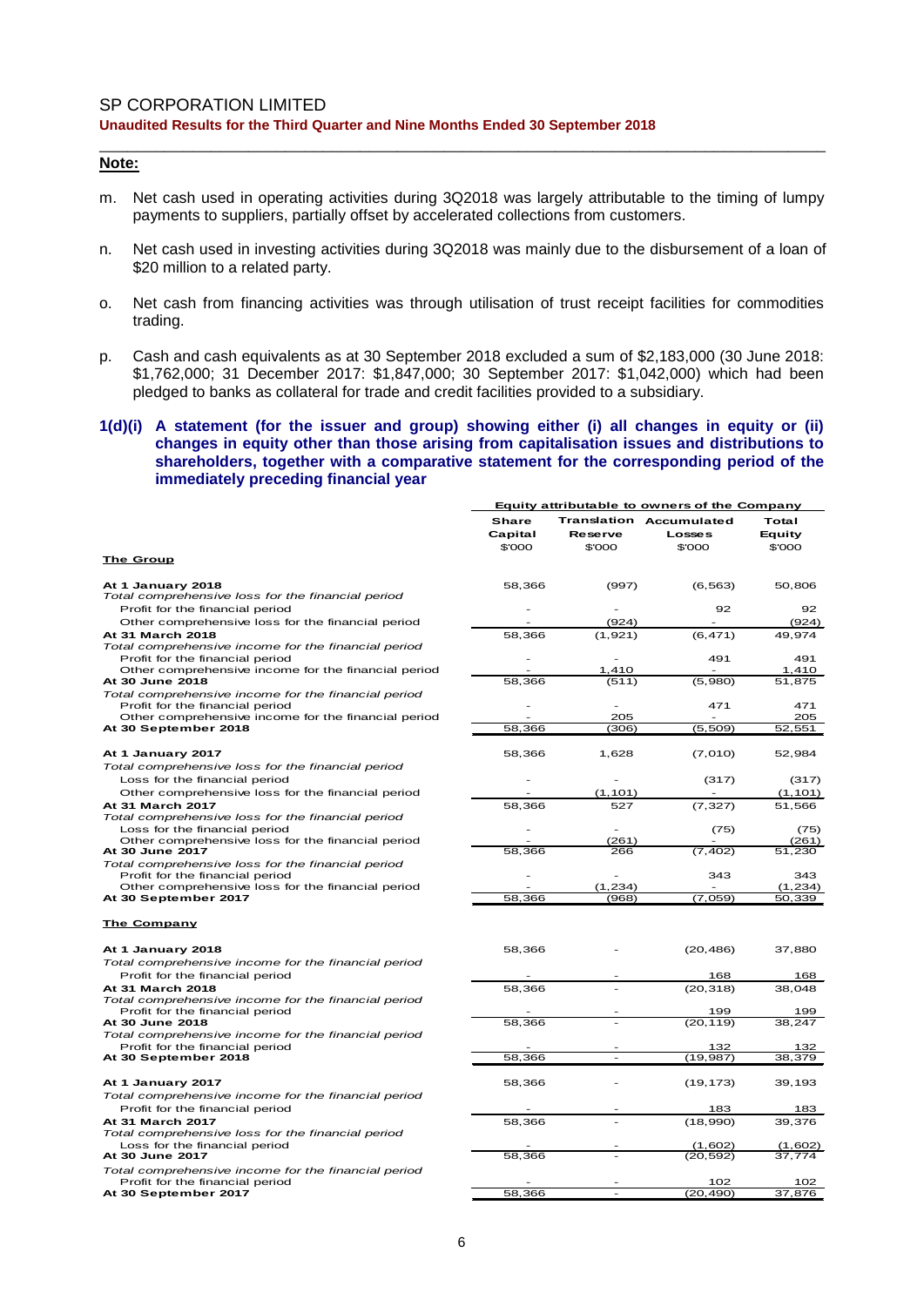**Note:**

m. Net cash used in operating activities during 3Q2018 was largely attributable to the timing of lumpy payments to suppliers, partially offset by accelerated collections from customers.

n. Net cash used in investing activities during 3Q2018 was mainly due to the disbursement of a loan of $20 million to a related party.

o. Net cash from financing activities was through utilisation of trust receipt facilities for commodities trading.

p. Cash and cash equivalents as at 30 September 2018 excluded a sum of $2,183,000 (30 June 2018: $1,762,000; 31 December 2017: $1,847,000; 30 September 2017: $1,042,000) which had been pledged to banks as collateral for trade and credit facilities provided to a subsidiary.

### 1(d)(i) A statement (for the issuer and group) showing either (i) all changes in equity or (ii) changes in equity other than those arising from capitalisation issues and distributions to shareholders, together with a comparative statement for the corresponding period of the immediately preceding financial year

| | Equity attributable to owners of the Company | | | |
|---|---|---|---|---|
| | Share Capital $'000 | Translation Reserve $'000 | Accumulated Losses $'000 | Total Equity $'000 |
| **The Group** | | | | |
| **At 1 January 2018** | 58,366 | (997) | (6,563) | 50,806 |
| *Total comprehensive loss for the financial period* | | | | |
| Profit for the financial period | - | - | 92 | 92 |
| Other comprehensive loss for the financial period | - | (924) | - | (924) |
| **At 31 March 2018** | 58,366 | (1,921) | (6,471) | 49,974 |
| *Total comprehensive income for the financial period* | | | | |
| Profit for the financial period | - | - | 491 | 491 |
| Other comprehensive income for the financial period | - | 1,410 | - | 1,410 |
| **At 30 June 2018** | 58,366 | (511) | (5,980) | 51,875 |
| *Total comprehensive income for the financial period* | | | | |
| Profit for the financial period | - | - | 471 | 471 |
| Other comprehensive income for the financial period | - | 205 | - | 205 |
| **At 30 September 2018** | 58,366 | (306) | (5,509) | 52,551 |
| | | | | |
| **At 1 January 2017** | 58,366 | 1,628 | (7,010) | 52,984 |
| *Total comprehensive loss for the financial period* | | | | |
| Loss for the financial period | - | - | (317) | (317) |
| Other comprehensive loss for the financial period | - | (1,101) | - | (1,101) |
| **At 31 March 2017** | 58,366 | 527 | (7,327) | 51,566 |
| *Total comprehensive loss for the financial period* | | | | |
| Loss for the financial period | - | - | (75) | (75) |
| Other comprehensive loss for the financial period | - | (261) | - | (261) |
| **At 30 June 2017** | 58,366 | 266 | (7,402) | 51,230 |
| *Total comprehensive loss for the financial period* | | | | |
| Profit for the financial period | - | - | 343 | 343 |
| Other comprehensive loss for the financial period | - | (1,234) | - | (1,234) |
| **At 30 September 2017** | 58,366 | (968) | (7,059) | 50,339 |
| | | | | |
| **The Company** | | | | |
| **At 1 January 2018** | 58,366 | - | (20,486) | 37,880 |
| *Total comprehensive income for the financial period* | | | | |
| Profit for the financial period | - | - | 168 | 168 |
| **At 31 March 2018** | 58,366 | - | (20,318) | 38,048 |
| *Total comprehensive income for the financial period* | | | | |
| Profit for the financial period | - | - | 199 | 199 |
| **At 30 June 2018** | 58,366 | - | (20,119) | 38,247 |
| *Total comprehensive income for the financial period* | | | | |
| Profit for the financial period | - | - | 132 | 132 |
| **At 30 September 2018** | 58,366 | - | (19,987) | 38,379 |
| | | | | |
| **At 1 January 2017** | 58,366 | - | (19,173) | 39,193 |
| *Total comprehensive income for the financial period* | | | | |
| Profit for the financial period | - | - | 183 | 183 |
| **At 31 March 2017** | 58,366 | - | (18,990) | 39,376 |
| *Total comprehensive loss for the financial period* | | | | |
| Loss for the financial period | - | - | (1,602) | (1,602) |
| **At 30 June 2017** | 58,366 | - | (20,592) | 37,774 |
| *Total comprehensive income for the financial period* | | | | |
| Profit for the financial period | - | - | 102 | 102 |
| **At 30 September 2017** | 58,366 | - | (20,490) | 37,876 |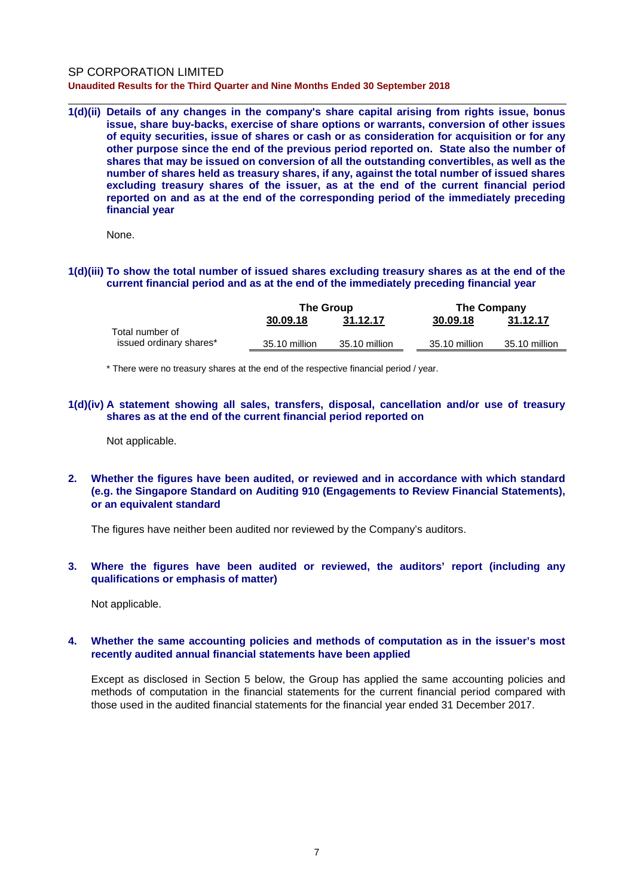**1(d)(ii) Details of any changes in the company's share capital arising from rights issue, bonus issue, share buy-backs, exercise of share options or warrants, conversion of other issues of equity securities, issue of shares or cash or as consideration for acquisition or for any other purpose since the end of the previous period reported on. State also the number of shares that may be issued on conversion of all the outstanding convertibles, as well as the number of shares held as treasury shares, if any, against the total number of issued shares excluding treasury shares of the issuer, as at the end of the current financial period reported on and as at the end of the corresponding period of the immediately preceding financial year**

None.

**1(d)(iii) To show the total number of issued shares excluding treasury shares as at the end of the current financial period and as at the end of the immediately preceding financial year**

| | The Group | | The Company | |
|---|---|---|---|---|
| | 30.09.18 | 31.12.17 | 30.09.18 | 31.12.17 |
| Total number of issued ordinary shares* | 35.10 million | 35.10 million | 35.10 million | 35.10 million |

\* There were no treasury shares at the end of the respective financial period / year.

**1(d)(iv) A statement showing all sales, transfers, disposal, cancellation and/or use of treasury shares as at the end of the current financial period reported on**

Not applicable.

**2. Whether the figures have been audited, or reviewed and in accordance with which standard (e.g. the Singapore Standard on Auditing 910 (Engagements to Review Financial Statements), or an equivalent standard**

The figures have neither been audited nor reviewed by the Company's auditors.

**3. Where the figures have been audited or reviewed, the auditors' report (including any qualifications or emphasis of matter)**

Not applicable.

**4. Whether the same accounting policies and methods of computation as in the issuer's most recently audited annual financial statements have been applied**

Except as disclosed in Section 5 below, the Group has applied the same accounting policies and methods of computation in the financial statements for the current financial period compared with those used in the audited financial statements for the financial year ended 31 December 2017.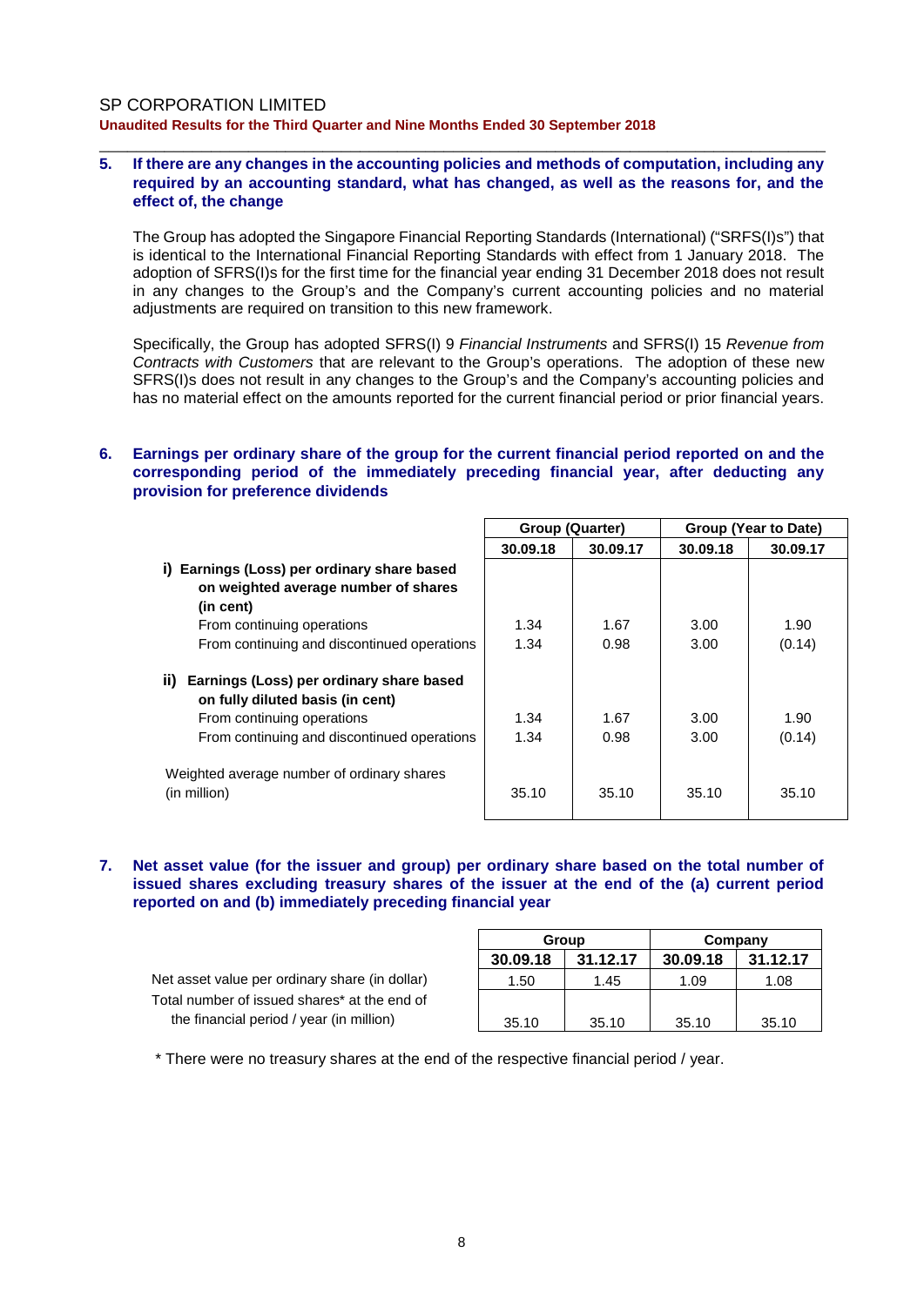**5. If there are any changes in the accounting policies and methods of computation, including any required by an accounting standard, what has changed, as well as the reasons for, and the effect of, the change**

The Group has adopted the Singapore Financial Reporting Standards (International) ("SRFS(I)s") that is identical to the International Financial Reporting Standards with effect from 1 January 2018. The adoption of SFRS(I)s for the first time for the financial year ending 31 December 2018 does not result in any changes to the Group's and the Company's current accounting policies and no material adjustments are required on transition to this new framework.

Specifically, the Group has adopted SFRS(I) 9 *Financial Instruments* and SFRS(I) 15 *Revenue from Contracts with Customers* that are relevant to the Group's operations. The adoption of these new SFRS(I)s does not result in any changes to the Group's and the Company's accounting policies and has no material effect on the amounts reported for the current financial period or prior financial years.

**6. Earnings per ordinary share of the group for the current financial period reported on and the corresponding period of the immediately preceding financial year, after deducting any provision for preference dividends**

| | Group (Quarter) | | Group (Year to Date) | |
|---|---|---|---|---|
| | **30.09.18** | **30.09.17** | **30.09.18** | **30.09.17** |
| **i) Earnings (Loss) per ordinary share based on weighted average number of shares (in cent)** | | | | |
| From continuing operations | 1.34 | 1.67 | 3.00 | 1.90 |
| From continuing and discontinued operations | 1.34 | 0.98 | 3.00 | (0.14) |
| **ii) Earnings (Loss) per ordinary share based on fully diluted basis (in cent)** | | | | |
| From continuing operations | 1.34 | 1.67 | 3.00 | 1.90 |
| From continuing and discontinued operations | 1.34 | 0.98 | 3.00 | (0.14) |
| Weighted average number of ordinary shares (in million) | 35.10 | 35.10 | 35.10 | 35.10 |

**7. Net asset value (for the issuer and group) per ordinary share based on the total number of issued shares excluding treasury shares of the issuer at the end of the (a) current period reported on and (b) immediately preceding financial year**

| | Group | | Company | |
|---|---|---|---|---|
| | **30.09.18** | **31.12.17** | **30.09.18** | **31.12.17** |
| Net asset value per ordinary share (in dollar) | 1.50 | 1.45 | 1.09 | 1.08 |
| Total number of issued shares* at the end of the financial period / year (in million) | 35.10 | 35.10 | 35.10 | 35.10 |

\* There were no treasury shares at the end of the respective financial period / year.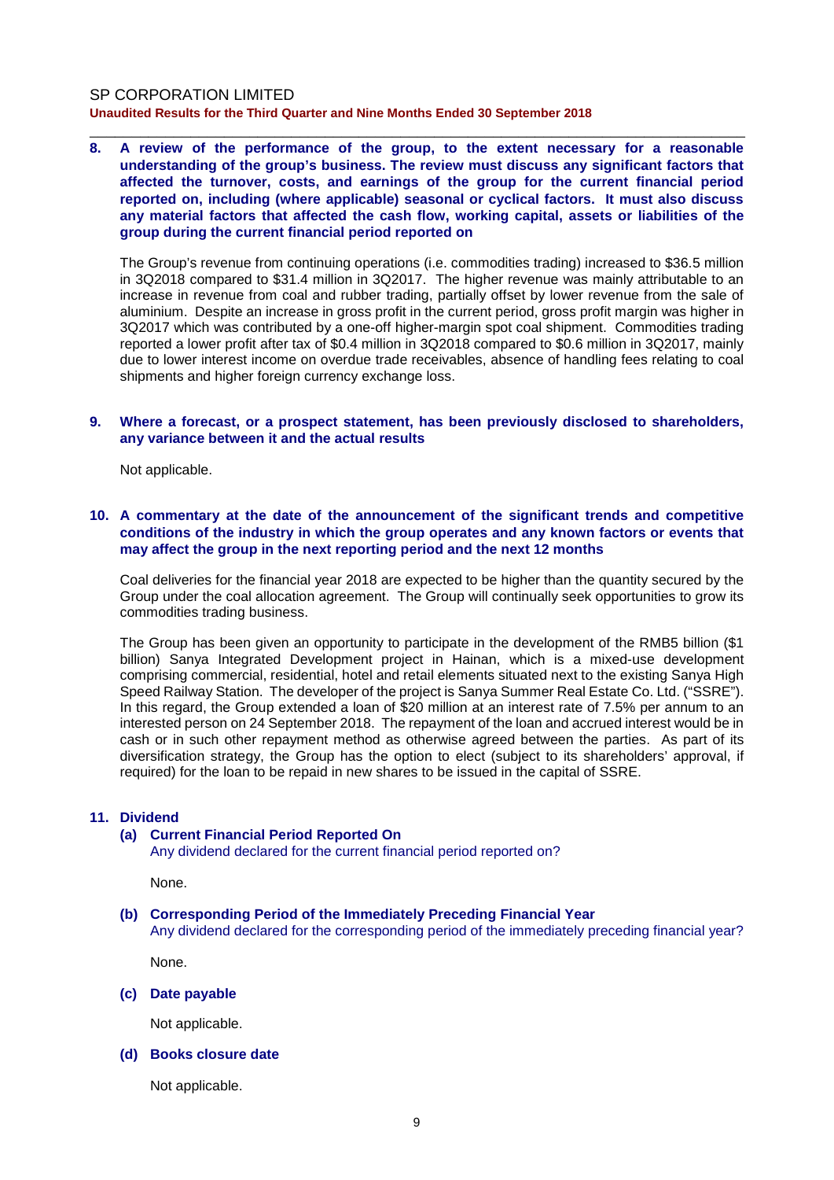**8. A review of the performance of the group, to the extent necessary for a reasonable understanding of the group's business. The review must discuss any significant factors that affected the turnover, costs, and earnings of the group for the current financial period reported on, including (where applicable) seasonal or cyclical factors. It must also discuss any material factors that affected the cash flow, working capital, assets or liabilities of the group during the current financial period reported on**

The Group's revenue from continuing operations (i.e. commodities trading) increased to $36.5 million in 3Q2018 compared to $31.4 million in 3Q2017. The higher revenue was mainly attributable to an increase in revenue from coal and rubber trading, partially offset by lower revenue from the sale of aluminium. Despite an increase in gross profit in the current period, gross profit margin was higher in 3Q2017 which was contributed by a one-off higher-margin spot coal shipment. Commodities trading reported a lower profit after tax of $0.4 million in 3Q2018 compared to $0.6 million in 3Q2017, mainly due to lower interest income on overdue trade receivables, absence of handling fees relating to coal shipments and higher foreign currency exchange loss.

**9. Where a forecast, or a prospect statement, has been previously disclosed to shareholders, any variance between it and the actual results**

Not applicable.

**10. A commentary at the date of the announcement of the significant trends and competitive conditions of the industry in which the group operates and any known factors or events that may affect the group in the next reporting period and the next 12 months**

Coal deliveries for the financial year 2018 are expected to be higher than the quantity secured by the Group under the coal allocation agreement. The Group will continually seek opportunities to grow its commodities trading business.

The Group has been given an opportunity to participate in the development of the RMB5 billion ($1 billion) Sanya Integrated Development project in Hainan, which is a mixed-use development comprising commercial, residential, hotel and retail elements situated next to the existing Sanya High Speed Railway Station. The developer of the project is Sanya Summer Real Estate Co. Ltd. ("SSRE"). In this regard, the Group extended a loan of $20 million at an interest rate of 7.5% per annum to an interested person on 24 September 2018. The repayment of the loan and accrued interest would be in cash or in such other repayment method as otherwise agreed between the parties. As part of its diversification strategy, the Group has the option to elect (subject to its shareholders' approval, if required) for the loan to be repaid in new shares to be issued in the capital of SSRE.

**11. Dividend**

**(a) Current Financial Period Reported On**
Any dividend declared for the current financial period reported on?

None.

**(b) Corresponding Period of the Immediately Preceding Financial Year**
Any dividend declared for the corresponding period of the immediately preceding financial year?

None.

**(c) Date payable**

Not applicable.

**(d) Books closure date**

Not applicable.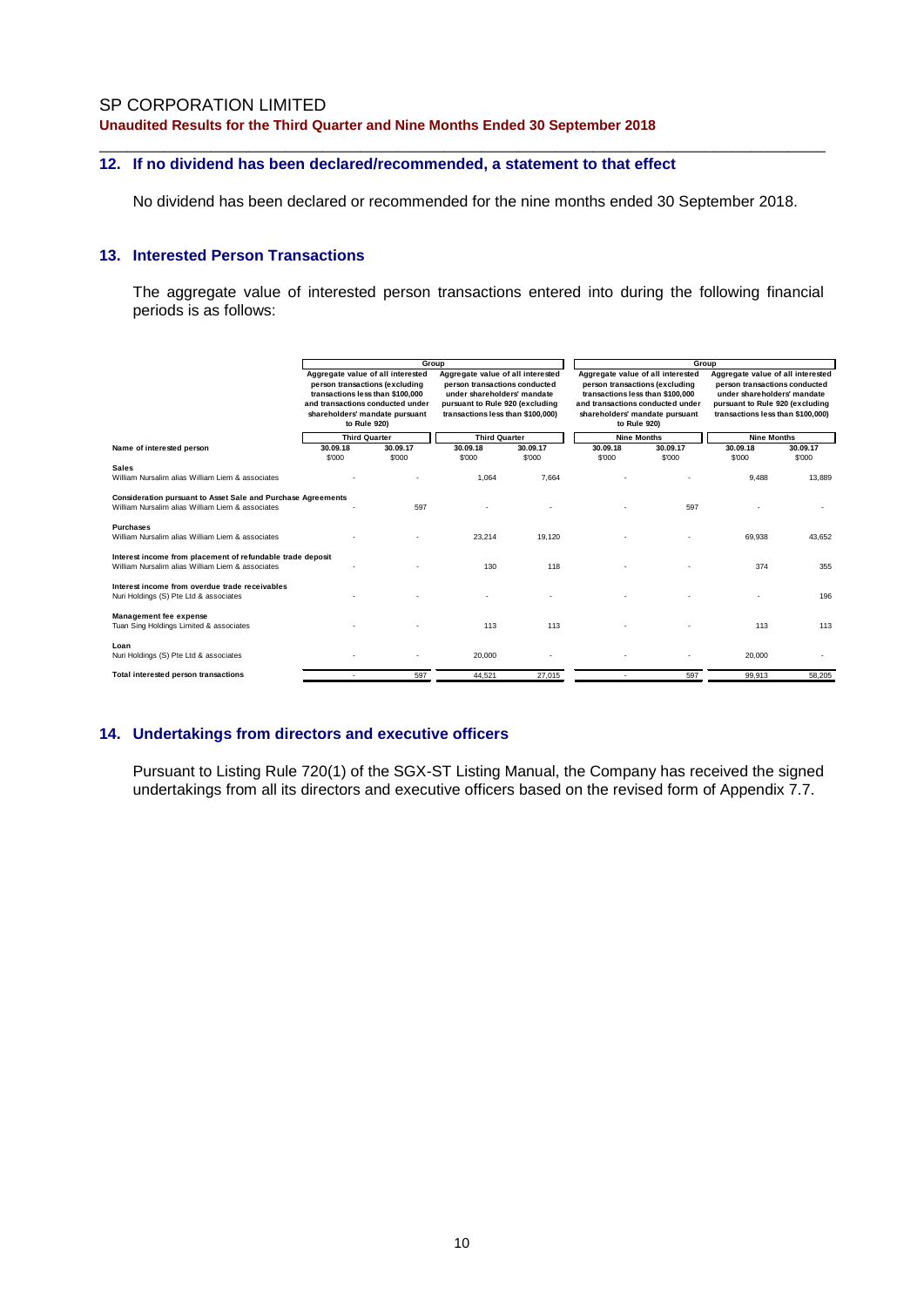## 12. If no dividend has been declared/recommended, a statement to that effect

No dividend has been declared or recommended for the nine months ended 30 September 2018.

## 13. Interested Person Transactions

The aggregate value of interested person transactions entered into during the following financial periods is as follows:

| | Group | | | | Group | | | |
|---|---|---|---|---|---|---|---|---|
| | Aggregate value of all interested person transactions (excluding transactions less than $100,000 and transactions conducted under shareholders' mandate pursuant to Rule 920) | | Aggregate value of all interested person transactions conducted under shareholders' mandate pursuant to Rule 920 (excluding transactions less than $100,000) | | Aggregate value of all interested person transactions (excluding transactions less than $100,000 and transactions conducted under shareholders' mandate pursuant to Rule 920) | | Aggregate value of all interested person transactions conducted under shareholders' mandate pursuant to Rule 920 (excluding transactions less than $100,000) | |
| | Third Quarter | | Third Quarter | | Nine Months | | Nine Months | |
| **Name of interested person** | **30.09.18** | **30.09.17** | **30.09.18** | **30.09.17** | **30.09.18** | **30.09.17** | **30.09.18** | **30.09.17** |
| | $'000 | $'000 | $'000 | $'000 | $'000 | $'000 | $'000 | $'000 |
| **Sales** | | | | | | | | |
| William Nursalim alias William Liem & associates | - | - | 1,064 | 7,664 | - | - | 9,488 | 13,889 |
| **Consideration pursuant to Asset Sale and Purchase Agreements** | | | | | | | | |
| William Nursalim alias William Liem & associates | - | 597 | - | - | - | 597 | - | - |
| **Purchases** | | | | | | | | |
| William Nursalim alias William Liem & associates | - | - | 23,214 | 19,120 | - | - | 69,938 | 43,652 |
| **Interest income from placement of refundable trade deposit** | | | | | | | | |
| William Nursalim alias William Liem & associates | - | - | 130 | 118 | - | - | 374 | 355 |
| **Interest income from overdue trade receivables** | | | | | | | | |
| Nuri Holdings (S) Pte Ltd & associates | - | - | - | - | - | - | - | 196 |
| **Management fee expense** | | | | | | | | |
| Tuan Sing Holdings Limited & associates | - | - | 113 | 113 | - | - | 113 | 113 |
| **Loan** | | | | | | | | |
| Nuri Holdings (S) Pte Ltd & associates | - | - | 20,000 | - | - | - | 20,000 | - |
| **Total interested person transactions** | - | 597 | 44,521 | 27,015 | - | 597 | 99,913 | 58,205 |

## 14. Undertakings from directors and executive officers

Pursuant to Listing Rule 720(1) of the SGX-ST Listing Manual, the Company has received the signed undertakings from all its directors and executive officers based on the revised form of Appendix 7.7.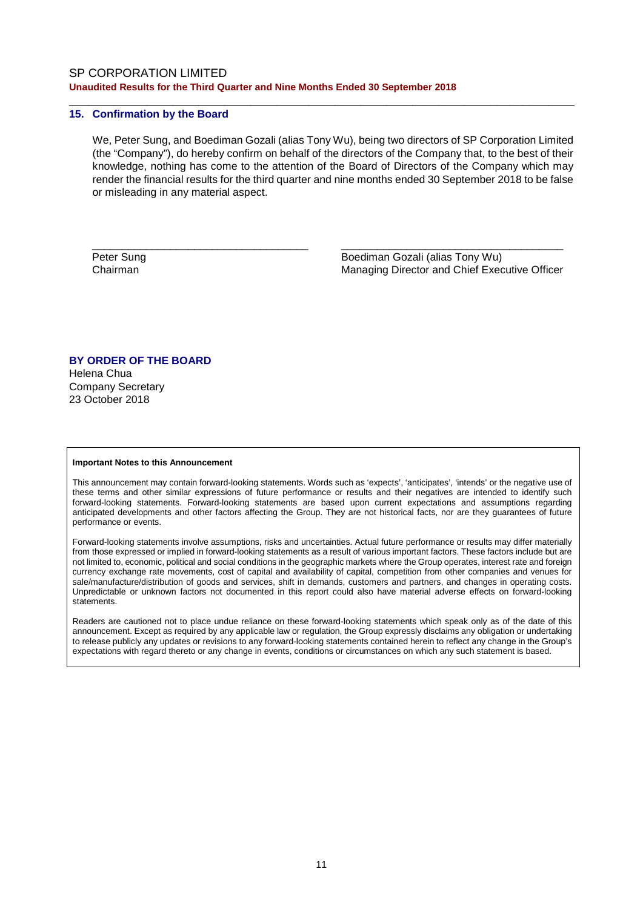## 15. Confirmation by the Board

We, Peter Sung, and Boediman Gozali (alias Tony Wu), being two directors of SP Corporation Limited (the "Company"), do hereby confirm on behalf of the directors of the Company that, to the best of their knowledge, nothing has come to the attention of the Board of Directors of the Company which may render the financial results for the third quarter and nine months ended 30 September 2018 to be false or misleading in any material aspect.

| | |
|---|---|
| Peter Sung | Boediman Gozali (alias Tony Wu) |
| Chairman | Managing Director and Chief Executive Officer |

**BY ORDER OF THE BOARD**
Helena Chua
Company Secretary
23 October 2018

**Important Notes to this Announcement**

This announcement may contain forward-looking statements. Words such as 'expects', 'anticipates', 'intends' or the negative use of these terms and other similar expressions of future performance or results and their negatives are intended to identify such forward-looking statements. Forward-looking statements are based upon current expectations and assumptions regarding anticipated developments and other factors affecting the Group. They are not historical facts, nor are they guarantees of future performance or events.

Forward-looking statements involve assumptions, risks and uncertainties. Actual future performance or results may differ materially from those expressed or implied in forward-looking statements as a result of various important factors. These factors include but are not limited to, economic, political and social conditions in the geographic markets where the Group operates, interest rate and foreign currency exchange rate movements, cost of capital and availability of capital, competition from other companies and venues for sale/manufacture/distribution of goods and services, shift in demands, customers and partners, and changes in operating costs. Unpredictable or unknown factors not documented in this report could also have material adverse effects on forward-looking statements.

Readers are cautioned not to place undue reliance on these forward-looking statements which speak only as of the date of this announcement. Except as required by any applicable law or regulation, the Group expressly disclaims any obligation or undertaking to release publicly any updates or revisions to any forward-looking statements contained herein to reflect any change in the Group's expectations with regard thereto or any change in events, conditions or circumstances on which any such statement is based.